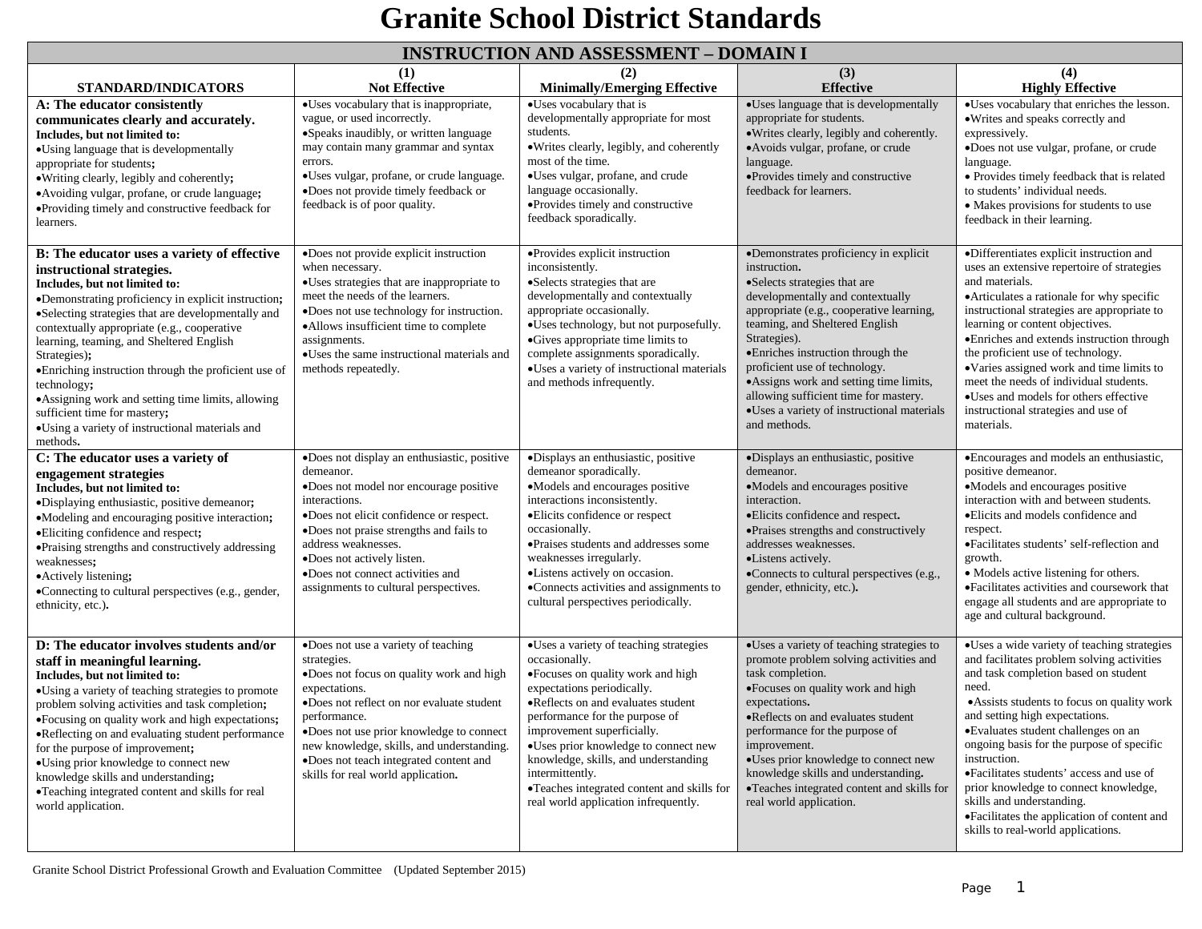# Granite School District Standards

| INSTRUCTION AND ASSESSMENT – DOMAIN I | | | | |
|---|---|---|---|---|
| STANDARD/INDICATORS | (1)<br>Not Effective | (2)<br>Minimally/Emerging Effective | (3)<br>Effective | (4)<br>Highly Effective |
| **A: The educator consistently communicates clearly and accurately.**<br>**Includes, but not limited to:**<br>•Using language that is developmentally appropriate for students;<br>•Writing clearly, legibly and coherently;<br>•Avoiding vulgar, profane, or crude language;<br>•Providing timely and constructive feedback for learners. | •Uses vocabulary that is inappropriate, vague, or used incorrectly.<br>•Speaks inaudibly, or written language may contain many grammar and syntax errors.<br>•Uses vulgar, profane, or crude language.<br>•Does not provide timely feedback or feedback is of poor quality. | •Uses vocabulary that is developmentally appropriate for most students.<br>•Writes clearly, legibly, and coherently most of the time.<br>•Uses vulgar, profane, and crude language occasionally.<br>•Provides timely and constructive feedback sporadically. | •Uses language that is developmentally appropriate for students.<br>•Writes clearly, legibly and coherently.<br>•Avoids vulgar, profane, or crude language.<br>•Provides timely and constructive feedback for learners. | •Uses vocabulary that enriches the lesson.<br>•Writes and speaks correctly and expressively.<br>•Does not use vulgar, profane, or crude language.<br>• Provides timely feedback that is related to students' individual needs.<br>• Makes provisions for students to use feedback in their learning. |
| **B: The educator uses a variety of effective instructional strategies.**<br>**Includes, but not limited to:**<br>•Demonstrating proficiency in explicit instruction;<br>•Selecting strategies that are developmentally and contextually appropriate (e.g., cooperative learning, teaming, and Sheltered English Strategies);<br>•Enriching instruction through the proficient use of technology;<br>•Assigning work and setting time limits, allowing sufficient time for mastery;<br>•Using a variety of instructional materials and methods. | •Does not provide explicit instruction when necessary.<br>•Uses strategies that are inappropriate to meet the needs of the learners.<br>•Does not use technology for instruction.<br>•Allows insufficient time to complete assignments.<br>•Uses the same instructional materials and methods repeatedly. | •Provides explicit instruction inconsistently.<br>•Selects strategies that are developmentally and contextually appropriate occasionally.<br>•Uses technology, but not purposefully.<br>•Gives appropriate time limits to complete assignments sporadically.<br>•Uses a variety of instructional materials and methods infrequently. | •Demonstrates proficiency in explicit instruction.<br>•Selects strategies that are developmentally and contextually appropriate (e.g., cooperative learning, teaming, and Sheltered English Strategies).<br>•Enriches instruction through the proficient use of technology.<br>•Assigns work and setting time limits, allowing sufficient time for mastery.<br>•Uses a variety of instructional materials and methods. | •Differentiates explicit instruction and uses an extensive repertoire of strategies and materials.<br>•Articulates a rationale for why specific instructional strategies are appropriate to learning or content objectives.<br>•Enriches and extends instruction through the proficient use of technology.<br>•Varies assigned work and time limits to meet the needs of individual students.<br>•Uses and models for others effective instructional strategies and use of materials. |
| **C: The educator uses a variety of engagement strategies**<br>**Includes, but not limited to:**<br>•Displaying enthusiastic, positive demeanor;<br>•Modeling and encouraging positive interaction;<br>•Eliciting confidence and respect;<br>•Praising strengths and constructively addressing weaknesses;<br>•Actively listening;<br>•Connecting to cultural perspectives (e.g., gender, ethnicity, etc.). | •Does not display an enthusiastic, positive demeanor.<br>•Does not model nor encourage positive interactions.<br>•Does not elicit confidence or respect.<br>•Does not praise strengths and fails to address weaknesses.<br>•Does not actively listen.<br>•Does not connect activities and assignments to cultural perspectives. | •Displays an enthusiastic, positive demeanor sporadically.<br>•Models and encourages positive interactions inconsistently.<br>•Elicits confidence or respect occasionally.<br>•Praises students and addresses some weaknesses irregularly.<br>•Listens actively on occasion.<br>•Connects activities and assignments to cultural perspectives periodically. | •Displays an enthusiastic, positive demeanor.<br>•Models and encourages positive interaction.<br>•Elicits confidence and respect.<br>•Praises strengths and constructively addresses weaknesses.<br>•Listens actively.<br>•Connects to cultural perspectives (e.g., gender, ethnicity, etc.). | •Encourages and models an enthusiastic, positive demeanor.<br>•Models and encourages positive interaction with and between students.<br>•Elicits and models confidence and respect.<br>•Facilitates students' self-reflection and growth.<br>• Models active listening for others.<br>•Facilitates activities and coursework that engage all students and are appropriate to age and cultural background. |
| **D: The educator involves students and/or staff in meaningful learning.**<br>**Includes, but not limited to:**<br>•Using a variety of teaching strategies to promote problem solving activities and task completion;<br>•Focusing on quality work and high expectations;<br>•Reflecting on and evaluating student performance for the purpose of improvement;<br>•Using prior knowledge to connect new knowledge skills and understanding;<br>•Teaching integrated content and skills for real world application. | •Does not use a variety of teaching strategies.<br>•Does not focus on quality work and high expectations.<br>•Does not reflect on nor evaluate student performance.<br>•Does not use prior knowledge to connect new knowledge, skills, and understanding.<br>•Does not teach integrated content and skills for real world application. | •Uses a variety of teaching strategies occasionally.<br>•Focuses on quality work and high expectations periodically.<br>•Reflects on and evaluates student performance for the purpose of improvement superficially.<br>•Uses prior knowledge to connect new knowledge, skills, and understanding intermittently.<br>•Teaches integrated content and skills for real world application infrequently. | •Uses a variety of teaching strategies to promote problem solving activities and task completion.<br>•Focuses on quality work and high expectations.<br>•Reflects on and evaluates student performance for the purpose of improvement.<br>•Uses prior knowledge to connect new knowledge skills and understanding.<br>•Teaches integrated content and skills for real world application. | •Uses a wide variety of teaching strategies and facilitates problem solving activities and task completion based on student need.<br>•Assists students to focus on quality work and setting high expectations.<br>•Evaluates student challenges on an ongoing basis for the purpose of specific instruction.<br>•Facilitates students' access and use of prior knowledge to connect knowledge, skills and understanding.<br>•Facilitates the application of content and skills to real-world applications. |

Granite School District Professional Growth and Evaluation Committee (Updated September 2015)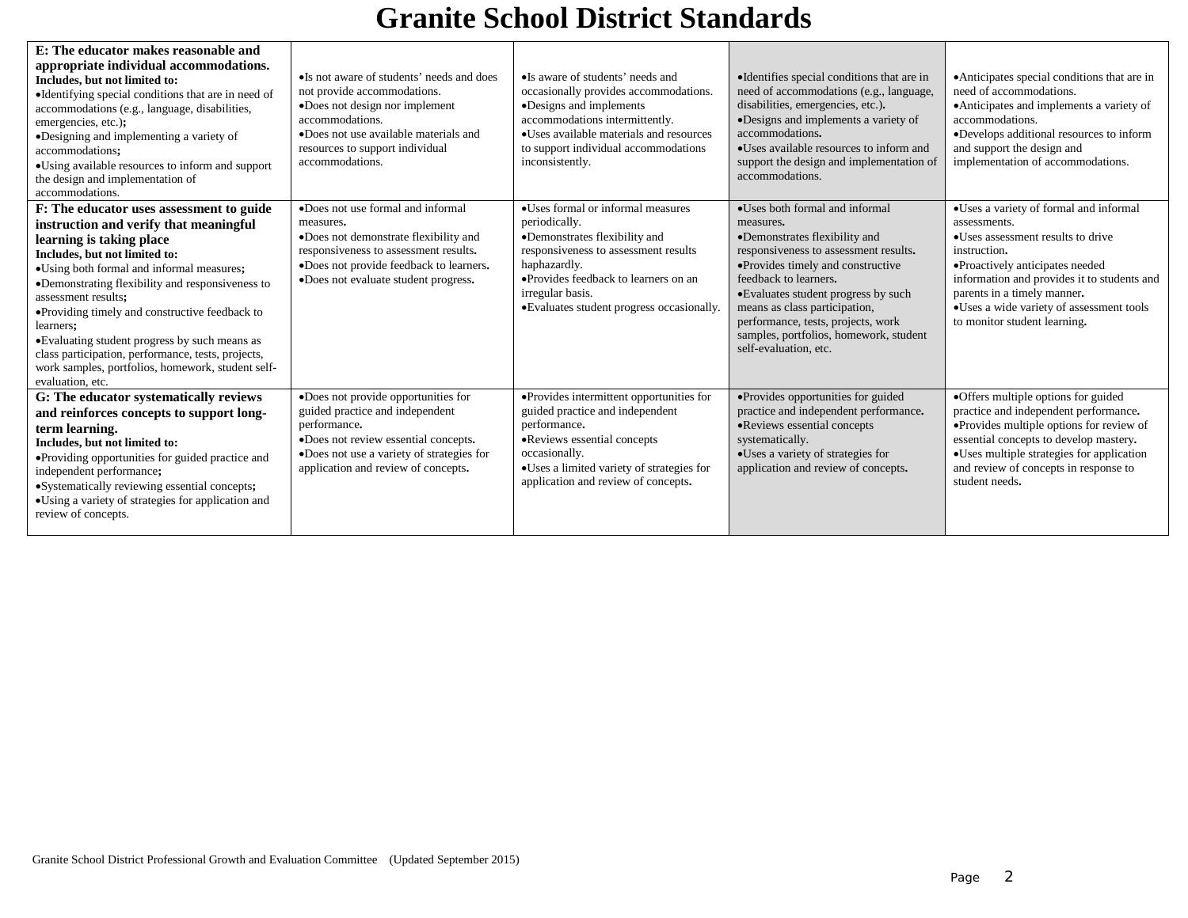# Granite School District Standards

| | | | | |
|---|---|---|---|---|
| **E: The educator makes reasonable and appropriate individual accommodations.**<br>**Includes, but not limited to:**<br>•Identifying special conditions that are in need of accommodations (e.g., language, disabilities, emergencies, etc.);<br>•Designing and implementing a variety of accommodations;<br>•Using available resources to inform and support the design and implementation of accommodations. | •Is not aware of students' needs and does not provide accommodations.<br>•Does not design nor implement accommodations.<br>•Does not use available materials and resources to support individual accommodations. | •Is aware of students' needs and occasionally provides accommodations.<br>•Designs and implements accommodations intermittently.<br>•Uses available materials and resources to support individual accommodations inconsistently. | •Identifies special conditions that are in need of accommodations (e.g., language, disabilities, emergencies, etc.).<br>•Designs and implements a variety of accommodations.<br>•Uses available resources to inform and support the design and implementation of accommodations. | •Anticipates special conditions that are in need of accommodations.<br>•Anticipates and implements a variety of accommodations.<br>•Develops additional resources to inform and support the design and implementation of accommodations. |
| **F: The educator uses assessment to guide instruction and verify that meaningful learning is taking place**<br>**Includes, but not limited to:**<br>•Using both formal and informal measures;<br>•Demonstrating flexibility and responsiveness to assessment results;<br>•Providing timely and constructive feedback to learners;<br>•Evaluating student progress by such means as class participation, performance, tests, projects, work samples, portfolios, homework, student self-evaluation, etc. | •Does not use formal and informal measures.<br>•Does not demonstrate flexibility and responsiveness to assessment results.<br>•Does not provide feedback to learners.<br>•Does not evaluate student progress. | •Uses formal or informal measures periodically.<br>•Demonstrates flexibility and responsiveness to assessment results haphazardly.<br>•Provides feedback to learners on an irregular basis.<br>•Evaluates student progress occasionally. | •Uses both formal and informal measures.<br>•Demonstrates flexibility and responsiveness to assessment results.<br>•Provides timely and constructive feedback to learners.<br>•Evaluates student progress by such means as class participation, performance, tests, projects, work samples, portfolios, homework, student self-evaluation, etc. | •Uses a variety of formal and informal assessments.<br>•Uses assessment results to drive instruction.<br>•Proactively anticipates needed information and provides it to students and parents in a timely manner.<br>•Uses a wide variety of assessment tools to monitor student learning. |
| **G: The educator systematically reviews and reinforces concepts to support long-term learning.**<br>**Includes, but not limited to:**<br>•Providing opportunities for guided practice and independent performance;<br>•Systematically reviewing essential concepts;<br>•Using a variety of strategies for application and review of concepts. | •Does not provide opportunities for guided practice and independent performance.<br>•Does not review essential concepts.<br>•Does not use a variety of strategies for application and review of concepts. | •Provides intermittent opportunities for guided practice and independent performance.<br>•Reviews essential concepts occasionally.<br>•Uses a limited variety of strategies for application and review of concepts. | •Provides opportunities for guided practice and independent performance.<br>•Reviews essential concepts systematically.<br>•Uses a variety of strategies for application and review of concepts. | •Offers multiple options for guided practice and independent performance.<br>•Provides multiple options for review of essential concepts to develop mastery.<br>•Uses multiple strategies for application and review of concepts in response to student needs. |

Granite School District Professional Growth and Evaluation Committee (Updated September 2015)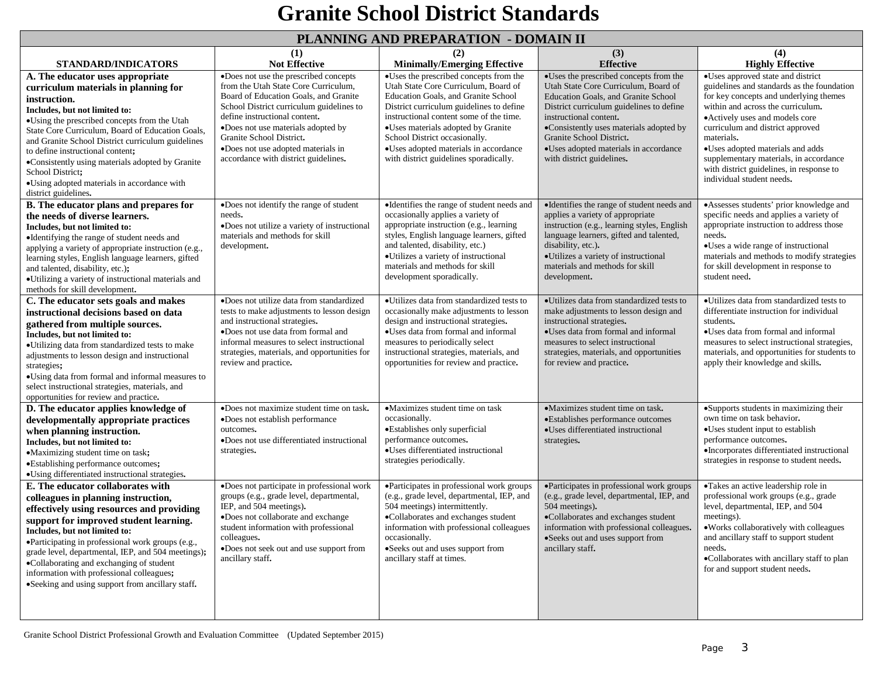# Granite School District Standards

| PLANNING AND PREPARATION - DOMAIN II | | | | |
|---|---|---|---|---|
| **STANDARD/INDICATORS** | **(1) Not Effective** | **(2) Minimally/Emerging Effective** | **(3) Effective** | **(4) Highly Effective** |
| **A. The educator uses appropriate curriculum materials in planning for instruction.** **Includes, but not limited to:** •Using the prescribed concepts from the Utah State Core Curriculum, Board of Education Goals, and Granite School District curriculum guidelines to define instructional content; •Consistently using materials adopted by Granite School District; •Using adopted materials in accordance with district guidelines. | •Does not use the prescribed concepts from the Utah State Core Curriculum, Board of Education Goals, and Granite School District curriculum guidelines to define instructional content. •Does not use materials adopted by Granite School District. •Does not use adopted materials in accordance with district guidelines. | •Uses the prescribed concepts from the Utah State Core Curriculum, Board of Education Goals, and Granite School District curriculum guidelines to define instructional content some of the time. •Uses materials adopted by Granite School District occasionally. •Uses adopted materials in accordance with district guidelines sporadically. | •Uses the prescribed concepts from the Utah State Core Curriculum, Board of Education Goals, and Granite School District curriculum guidelines to define instructional content. •Consistently uses materials adopted by Granite School District. •Uses adopted materials in accordance with district guidelines. | •Uses approved state and district guidelines and standards as the foundation for key concepts and underlying themes within and across the curriculum. •Actively uses and models core curriculum and district approved materials. •Uses adopted materials and adds supplementary materials, in accordance with district guidelines, in response to individual student needs. |
| **B. The educator plans and prepares for the needs of diverse learners.** **Includes, but not limited to:** •Identifying the range of student needs and applying a variety of appropriate instruction (e.g., learning styles, English language learners, gifted and talented, disability, etc.); •Utilizing a variety of instructional materials and methods for skill development. | •Does not identify the range of student needs. •Does not utilize a variety of instructional materials and methods for skill development. | •Identifies the range of student needs and occasionally applies a variety of appropriate instruction (e.g., learning styles, English language learners, gifted and talented, disability, etc.) •Utilizes a variety of instructional materials and methods for skill development sporadically. | •Identifies the range of student needs and applies a variety of appropriate instruction (e.g., learning styles, English language learners, gifted and talented, disability, etc.). •Utilizes a variety of instructional materials and methods for skill development. | •Assesses students' prior knowledge and specific needs and applies a variety of appropriate instruction to address those needs. •Uses a wide range of instructional materials and methods to modify strategies for skill development in response to student need. |
| **C. The educator sets goals and makes instructional decisions based on data gathered from multiple sources.** **Includes, but not limited to:** •Utilizing data from standardized tests to make adjustments to lesson design and instructional strategies; •Using data from formal and informal measures to select instructional strategies, materials, and opportunities for review and practice. | •Does not utilize data from standardized tests to make adjustments to lesson design and instructional strategies. •Does not use data from formal and informal measures to select instructional strategies, materials, and opportunities for review and practice. | •Utilizes data from standardized tests to occasionally make adjustments to lesson design and instructional strategies. •Uses data from formal and informal measures to periodically select instructional strategies, materials, and opportunities for review and practice. | •Utilizes data from standardized tests to make adjustments to lesson design and instructional strategies. •Uses data from formal and informal measures to select instructional strategies, materials, and opportunities for review and practice. | •Utilizes data from standardized tests to differentiate instruction for individual students. •Uses data from formal and informal measures to select instructional strategies, materials, and opportunities for students to apply their knowledge and skills. |
| **D. The educator applies knowledge of developmentally appropriate practices when planning instruction.** **Includes, but not limited to:** •Maximizing student time on task; •Establishing performance outcomes; •Using differentiated instructional strategies. | •Does not maximize student time on task. •Does not establish performance outcomes. •Does not use differentiated instructional strategies. | •Maximizes student time on task occasionally. •Establishes only superficial performance outcomes. •Uses differentiated instructional strategies periodically. | •Maximizes student time on task. •Establishes performance outcomes •Uses differentiated instructional strategies. | •Supports students in maximizing their own time on task behavior. •Uses student input to establish performance outcomes. •Incorporates differentiated instructional strategies in response to student needs. |
| **E. The educator collaborates with colleagues in planning instruction, effectively using resources and providing support for improved student learning.** **Includes, but not limited to:** •Participating in professional work groups (e.g., grade level, departmental, IEP, and 504 meetings); •Collaborating and exchanging of student information with professional colleagues; •Seeking and using support from ancillary staff. | •Does not participate in professional work groups (e.g., grade level, departmental, IEP, and 504 meetings). •Does not collaborate and exchange student information with professional colleagues. •Does not seek out and use support from ancillary staff. | •Participates in professional work groups (e.g., grade level, departmental, IEP, and 504 meetings) intermittently. •Collaborates and exchanges student information with professional colleagues occasionally. •Seeks out and uses support from ancillary staff at times. | •Participates in professional work groups (e.g., grade level, departmental, IEP, and 504 meetings). •Collaborates and exchanges student information with professional colleagues. •Seeks out and uses support from ancillary staff. | •Takes an active leadership role in professional work groups (e.g., grade level, departmental, IEP, and 504 meetings). •Works collaboratively with colleagues and ancillary staff to support student needs. •Collaborates with ancillary staff to plan for and support student needs. |

Granite School District Professional Growth and Evaluation Committee (Updated September 2015)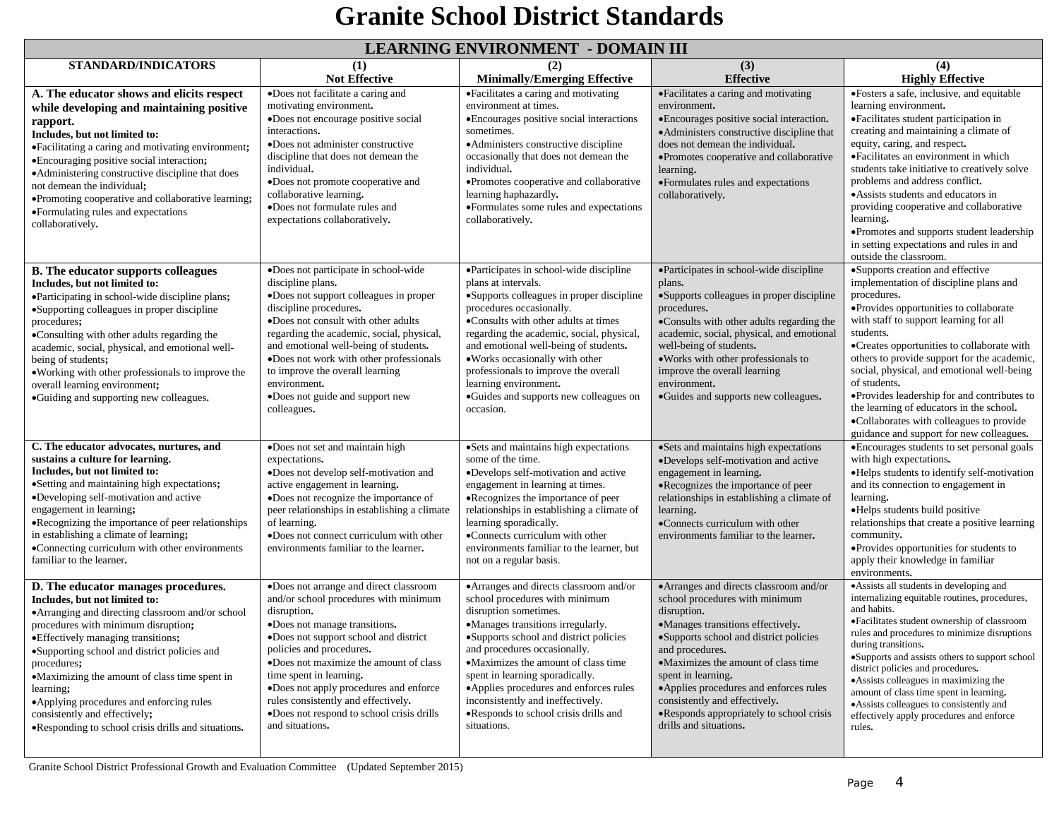# Granite School District Standards

| LEARNING ENVIRONMENT - DOMAIN III | | | | |
|---|---|---|---|---|
| **STANDARD/INDICATORS** | **(1) Not Effective** | **(2) Minimally/Emerging Effective** | **(3) Effective** | **(4) Highly Effective** |
| **A. The educator shows and elicits respect while developing and maintaining positive rapport.** **Includes, but not limited to:** •Facilitating a caring and motivating environment; •Encouraging positive social interaction; •Administering constructive discipline that does not demean the individual; •Promoting cooperative and collaborative learning; •Formulating rules and expectations collaboratively. | •Does not facilitate a caring and motivating environment. •Does not encourage positive social interactions. •Does not administer constructive discipline that does not demean the individual. •Does not promote cooperative and collaborative learning. •Does not formulate rules and expectations collaboratively. | •Facilitates a caring and motivating environment at times. •Encourages positive social interactions sometimes. •Administers constructive discipline occasionally that does not demean the individual. •Promotes cooperative and collaborative learning haphazardly. •Formulates some rules and expectations collaboratively. | •Facilitates a caring and motivating environment. •Encourages positive social interaction. •Administers constructive discipline that does not demean the individual. •Promotes cooperative and collaborative learning. •Formulates rules and expectations collaboratively. | •Fosters a safe, inclusive, and equitable learning environment. •Facilitates student participation in creating and maintaining a climate of equity, caring, and respect. •Facilitates an environment in which students take initiative to creatively solve problems and address conflict. •Assists students and educators in providing cooperative and collaborative learning. •Promotes and supports student leadership in setting expectations and rules in and outside the classroom. |
| **B. The educator supports colleagues** **Includes, but not limited to:** •Participating in school-wide discipline plans; •Supporting colleagues in proper discipline procedures; •Consulting with other adults regarding the academic, social, physical, and emotional well-being of students; •Working with other professionals to improve the overall learning environment; •Guiding and supporting new colleagues. | •Does not participate in school-wide discipline plans. •Does not support colleagues in proper discipline procedures. •Does not consult with other adults regarding the academic, social, physical, and emotional well-being of students. •Does not work with other professionals to improve the overall learning environment. •Does not guide and support new colleagues. | •Participates in school-wide discipline plans at intervals. •Supports colleagues in proper discipline procedures occasionally. •Consults with other adults at times regarding the academic, social, physical, and emotional well-being of students. •Works occasionally with other professionals to improve the overall learning environment. •Guides and supports new colleagues on occasion. | •Participates in school-wide discipline plans. •Supports colleagues in proper discipline procedures. •Consults with other adults regarding the academic, social, physical, and emotional well-being of students. •Works with other professionals to improve the overall learning environment. •Guides and supports new colleagues. | •Supports creation and effective implementation of discipline plans and procedures. •Provides opportunities to collaborate with staff to support learning for all students. •Creates opportunities to collaborate with others to provide support for the academic, social, physical, and emotional well-being of students. •Provides leadership for and contributes to the learning of educators in the school. •Collaborates with colleagues to provide guidance and support for new colleagues. |
| **C. The educator advocates, nurtures, and sustains a culture for learning.** **Includes, but not limited to:** •Setting and maintaining high expectations; •Developing self-motivation and active engagement in learning; •Recognizing the importance of peer relationships in establishing a climate of learning; •Connecting curriculum with other environments familiar to the learner. | •Does not set and maintain high expectations. •Does not develop self-motivation and active engagement in learning. •Does not recognize the importance of peer relationships in establishing a climate of learning. •Does not connect curriculum with other environments familiar to the learner. | •Sets and maintains high expectations some of the time. •Develops self-motivation and active engagement in learning at times. •Recognizes the importance of peer relationships in establishing a climate of learning sporadically. •Connects curriculum with other environments familiar to the learner, but not on a regular basis. | •Sets and maintains high expectations •Develops self-motivation and active engagement in learning. •Recognizes the importance of peer relationships in establishing a climate of learning. •Connects curriculum with other environments familiar to the learner. | •Encourages students to set personal goals with high expectations. •Helps students to identify self-motivation and its connection to engagement in learning. •Helps students build positive relationships that create a positive learning community. •Provides opportunities for students to apply their knowledge in familiar environments. |
| **D. The educator manages procedures.** **Includes, but not limited to:** •Arranging and directing classroom and/or school procedures with minimum disruption; •Effectively managing transitions; •Supporting school and district policies and procedures; •Maximizing the amount of class time spent in learning; •Applying procedures and enforcing rules consistently and effectively; •Responding to school crisis drills and situations. | •Does not arrange and direct classroom and/or school procedures with minimum disruption. •Does not manage transitions. •Does not support school and district policies and procedures. •Does not maximize the amount of class time spent in learning. •Does not apply procedures and enforce rules consistently and effectively. •Does not respond to school crisis drills and situations. | •Arranges and directs classroom and/or school procedures with minimum disruption sometimes. •Manages transitions irregularly. •Supports school and district policies and procedures occasionally. •Maximizes the amount of class time spent in learning sporadically. •Applies procedures and enforces rules inconsistently and ineffectively. •Responds to school crisis drills and situations. | •Arranges and directs classroom and/or school procedures with minimum disruption. •Manages transitions effectively. •Supports school and district policies and procedures. •Maximizes the amount of class time spent in learning. •Applies procedures and enforces rules consistently and effectively. •Responds appropriately to school crisis drills and situations. | •Assists all students in developing and internalizing equitable routines, procedures, and habits. •Facilitates student ownership of classroom rules and procedures to minimize disruptions during transitions. •Supports and assists others to support school district policies and procedures. •Assists colleagues in maximizing the amount of class time spent in learning. •Assists colleagues to consistently and effectively apply procedures and enforce rules. |

Granite School District Professional Growth and Evaluation Committee (Updated September 2015)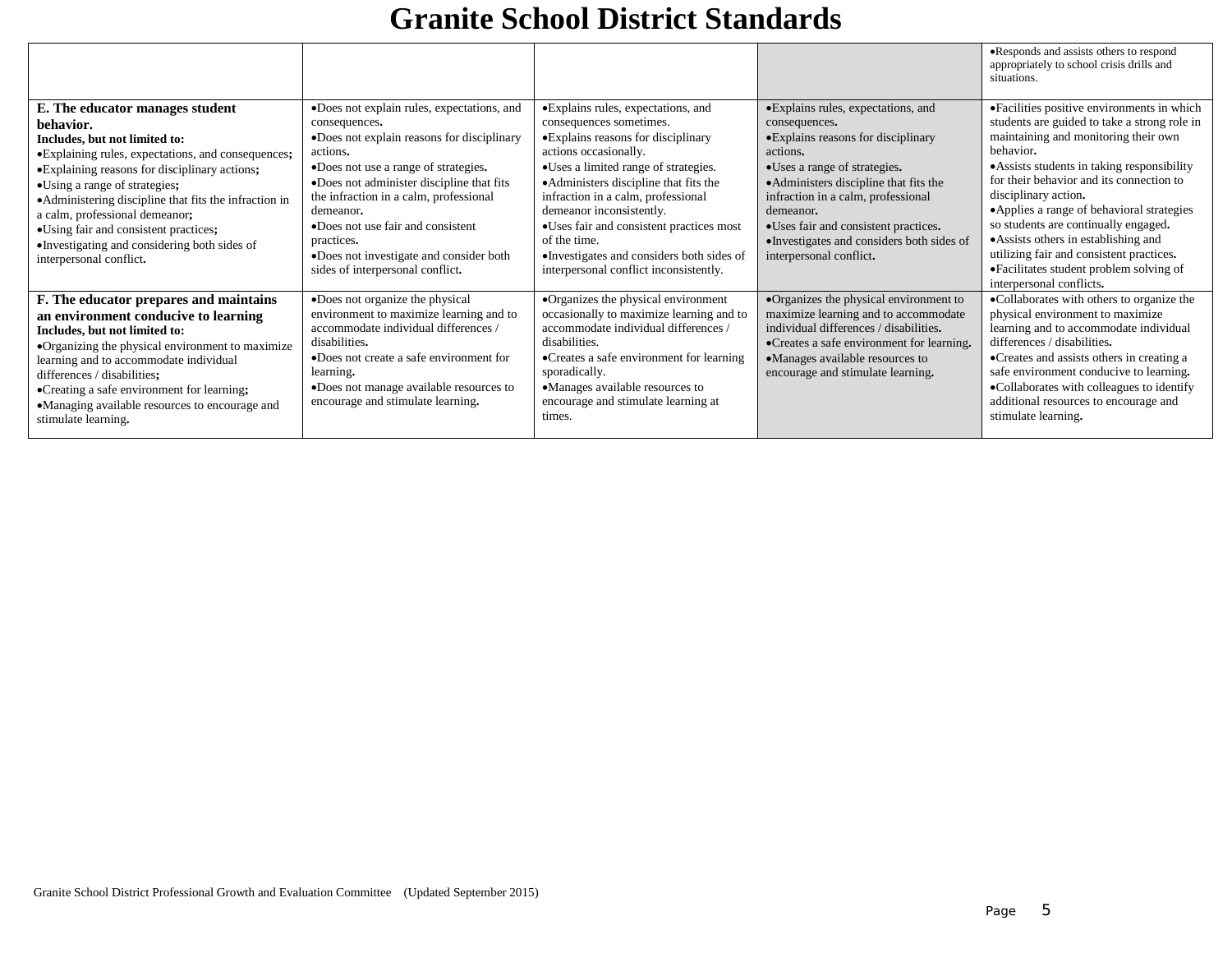# Granite School District Standards

| | | | | |
|---|---|---|---|---|
| | | | | •Responds and assists others to respond appropriately to school crisis drills and situations. |
| **E. The educator manages student behavior.**<br>**Includes, but not limited to:**<br>•Explaining rules, expectations, and consequences;<br>•Explaining reasons for disciplinary actions;<br>•Using a range of strategies;<br>•Administering discipline that fits the infraction in a calm, professional demeanor;<br>•Using fair and consistent practices;<br>•Investigating and considering both sides of interpersonal conflict. | •Does not explain rules, expectations, and consequences.<br>•Does not explain reasons for disciplinary actions.<br>•Does not use a range of strategies.<br>•Does not administer discipline that fits the infraction in a calm, professional demeanor.<br>•Does not use fair and consistent practices.<br>•Does not investigate and consider both sides of interpersonal conflict. | •Explains rules, expectations, and consequences sometimes.<br>•Explains reasons for disciplinary actions occasionally.<br>•Uses a limited range of strategies.<br>•Administers discipline that fits the infraction in a calm, professional demeanor inconsistently.<br>•Uses fair and consistent practices most of the time.<br>•Investigates and considers both sides of interpersonal conflict inconsistently. | •Explains rules, expectations, and consequences.<br>•Explains reasons for disciplinary actions.<br>•Uses a range of strategies.<br>•Administers discipline that fits the infraction in a calm, professional demeanor.<br>•Uses fair and consistent practices.<br>•Investigates and considers both sides of interpersonal conflict. | •Facilities positive environments in which students are guided to take a strong role in maintaining and monitoring their own behavior.<br>•Assists students in taking responsibility for their behavior and its connection to disciplinary action.<br>•Applies a range of behavioral strategies so students are continually engaged.<br>•Assists others in establishing and utilizing fair and consistent practices.<br>•Facilitates student problem solving of interpersonal conflicts. |
| **F. The educator prepares and maintains an environment conducive to learning**<br>**Includes, but not limited to:**<br>•Organizing the physical environment to maximize learning and to accommodate individual differences / disabilities;<br>•Creating a safe environment for learning;<br>•Managing available resources to encourage and stimulate learning. | •Does not organize the physical environment to maximize learning and to accommodate individual differences / disabilities.<br>•Does not create a safe environment for learning.<br>•Does not manage available resources to encourage and stimulate learning. | •Organizes the physical environment occasionally to maximize learning and to accommodate individual differences / disabilities.<br>•Creates a safe environment for learning sporadically.<br>•Manages available resources to encourage and stimulate learning at times. | •Organizes the physical environment to maximize learning and to accommodate individual differences / disabilities.<br>•Creates a safe environment for learning.<br>•Manages available resources to encourage and stimulate learning. | •Collaborates with others to organize the physical environment to maximize learning and to accommodate individual differences / disabilities.<br>•Creates and assists others in creating a safe environment conducive to learning.<br>•Collaborates with colleagues to identify additional resources to encourage and stimulate learning. |

Granite School District Professional Growth and Evaluation Committee (Updated September 2015)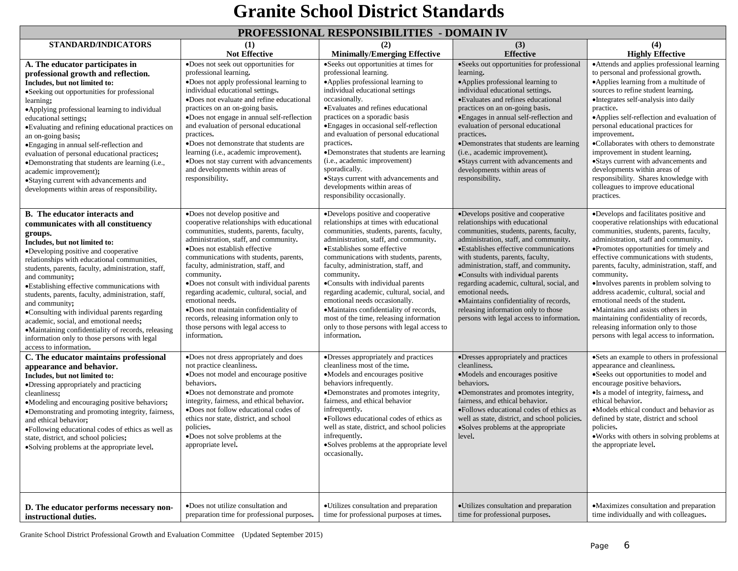# Granite School District Standards

| PROFESSIONAL RESPONSIBILITIES - DOMAIN IV | | | | |
|---|---|---|---|---|
| **STANDARD/INDICATORS** | **(1) Not Effective** | **(2) Minimally/Emerging Effective** | **(3) Effective** | **(4) Highly Effective** |
| **A. The educator participates in professional growth and reflection.** **Includes, but not limited to:** •Seeking out opportunities for professional learning; •Applying professional learning to individual educational settings; •Evaluating and refining educational practices on an on-going basis; •Engaging in annual self-reflection and evaluation of personal educational practices; •Demonstrating that students are learning (i.e., academic improvement); •Staying current with advancements and developments within areas of responsibility. | •Does not seek out opportunities for professional learning. •Does not apply professional learning to individual educational settings. •Does not evaluate and refine educational practices on an on-going basis. •Does not engage in annual self-reflection and evaluation of personal educational practices. •Does not demonstrate that students are learning (i.e., academic improvement). •Does not stay current with advancements and developments within areas of responsibility. | •Seeks out opportunities at times for professional learning. •Applies professional learning to individual educational settings occasionally. •Evaluates and refines educational practices on a sporadic basis •Engages in occasional self-reflection and evaluation of personal educational practices. •Demonstrates that students are learning (i.e., academic improvement) sporadically. •Stays current with advancements and developments within areas of responsibility occasionally. | •Seeks out opportunities for professional learning. •Applies professional learning to individual educational settings. •Evaluates and refines educational practices on an on-going basis. •Engages in annual self-reflection and evaluation of personal educational practices. •Demonstrates that students are learning (i.e., academic improvement). •Stays current with advancements and developments within areas of responsibility. | •Attends and applies professional learning to personal and professional growth. •Applies learning from a multitude of sources to refine student learning. •Integrates self-analysis into daily practice. •Applies self-reflection and evaluation of personal educational practices for improvement. •Collaborates with others to demonstrate improvement in student learning. •Stays current with advancements and developments within areas of responsibility. Shares knowledge with colleagues to improve educational practices. |
| **B. The educator interacts and communicates with all constituency groups.** **Includes, but not limited to:** •Developing positive and cooperative relationships with educational communities, students, parents, faculty, administration, staff, and community; •Establishing effective communications with students, parents, faculty, administration, staff, and community; •Consulting with individual parents regarding academic, social, and emotional needs; •Maintaining confidentiality of records, releasing information only to those persons with legal access to information. | •Does not develop positive and cooperative relationships with educational communities, students, parents, faculty, administration, staff, and community. •Does not establish effective communications with students, parents, faculty, administration, staff, and community. •Does not consult with individual parents regarding academic, cultural, social, and emotional needs. •Does not maintain confidentiality of records, releasing information only to those persons with legal access to information. | •Develops positive and cooperative relationships at times with educational communities, students, parents, faculty, administration, staff, and community. •Establishes some effective communications with students, parents, faculty, administration, staff, and community. •Consults with individual parents regarding academic, cultural, social, and emotional needs occasionally. •Maintains confidentiality of records, most of the time, releasing information only to those persons with legal access to information. | •Develops positive and cooperative relationships with educational communities, students, parents, faculty, administration, staff, and community. •Establishes effective communications with students, parents, faculty, administration, staff, and community. •Consults with individual parents regarding academic, cultural, social, and emotional needs. •Maintains confidentiality of records, releasing information only to those persons with legal access to information. | •Develops and facilitates positive and cooperative relationships with educational communities, students, parents, faculty, administration, staff and community. •Promotes opportunities for timely and effective communications with students, parents, faculty, administration, staff, and community. •Involves parents in problem solving to address academic, cultural, social and emotional needs of the student. •Maintains and assists others in maintaining confidentiality of records, releasing information only to those persons with legal access to information. |
| **C. The educator maintains professional appearance and behavior.** **Includes, but not limited to:** •Dressing appropriately and practicing cleanliness; •Modeling and encouraging positive behaviors; •Demonstrating and promoting integrity, fairness, and ethical behavior; •Following educational codes of ethics as well as state, district, and school policies; •Solving problems at the appropriate level. | •Does not dress appropriately and does not practice cleanliness. •Does not model and encourage positive behaviors. •Does not demonstrate and promote integrity, fairness, and ethical behavior. •Does not follow educational codes of ethics nor state, district, and school policies. •Does not solve problems at the appropriate level. | •Dresses appropriately and practices cleanliness most of the time. •Models and encourages positive behaviors infrequently. •Demonstrates and promotes integrity, fairness, and ethical behavior infrequently. •Follows educational codes of ethics as well as state, district, and school policies infrequently. •Solves problems at the appropriate level occasionally. | •Dresses appropriately and practices cleanliness. •Models and encourages positive behaviors. •Demonstrates and promotes integrity, fairness, and ethical behavior. •Follows educational codes of ethics as well as state, district, and school policies. •Solves problems at the appropriate level. | •Sets an example to others in professional appearance and cleanliness. •Seeks out opportunities to model and encourage positive behaviors. •Is a model of integrity, fairness, and ethical behavior. •Models ethical conduct and behavior as defined by state, district and school policies. •Works with others in solving problems at the appropriate level. |
| **D. The educator performs necessary non-instructional duties.** | •Does not utilize consultation and preparation time for professional purposes. | •Utilizes consultation and preparation time for professional purposes at times. | •Utilizes consultation and preparation time for professional purposes. | •Maximizes consultation and preparation time individually and with colleagues. |

Granite School District Professional Growth and Evaluation Committee (Updated September 2015)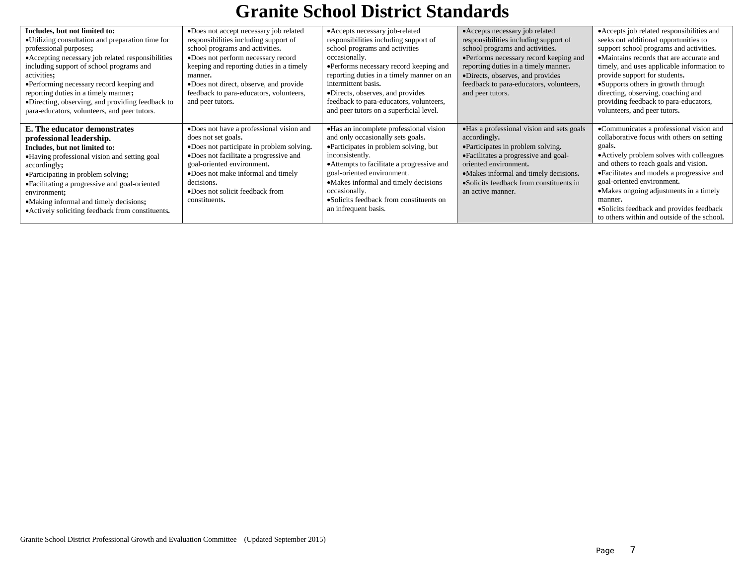# Granite School District Standards

| | | | | |
|---|---|---|---|---|
| **Includes, but not limited to:**<br>•Utilizing consultation and preparation time for professional purposes;<br>•Accepting necessary job related responsibilities including support of school programs and activities;<br>•Performing necessary record keeping and reporting duties in a timely manner;<br>•Directing, observing, and providing feedback to para-educators, volunteers, and peer tutors. | •Does not accept necessary job related responsibilities including support of school programs and activities.<br>•Does not perform necessary record keeping and reporting duties in a timely manner.<br>•Does not direct, observe, and provide feedback to para-educators, volunteers, and peer tutors. | •Accepts necessary job-related responsibilities including support of school programs and activities occasionally.<br>•Performs necessary record keeping and reporting duties in a timely manner on an intermittent basis.<br>•Directs, observes, and provides feedback to para-educators, volunteers, and peer tutors on a superficial level. | •Accepts necessary job related responsibilities including support of school programs and activities.<br>•Performs necessary record keeping and reporting duties in a timely manner.<br>•Directs, observes, and provides feedback to para-educators, volunteers, and peer tutors. | •Accepts job related responsibilities and seeks out additional opportunities to support school programs and activities.<br>•Maintains records that are accurate and timely, and uses applicable information to provide support for students.<br>•Supports others in growth through directing, observing, coaching and providing feedback to para-educators, volunteers, and peer tutors. |
| **E. The educator demonstrates professional leadership.**<br>**Includes, but not limited to:**<br>•Having professional vision and setting goal accordingly;<br>•Participating in problem solving;<br>•Facilitating a progressive and goal-oriented environment;<br>•Making informal and timely decisions;<br>•Actively soliciting feedback from constituents. | •Does not have a professional vision and does not set goals.<br>•Does not participate in problem solving.<br>•Does not facilitate a progressive and goal-oriented environment.<br>•Does not make informal and timely decisions.<br>•Does not solicit feedback from constituents. | •Has an incomplete professional vision and only occasionally sets goals.<br>•Participates in problem solving, but inconsistently.<br>•Attempts to facilitate a progressive and goal-oriented environment.<br>•Makes informal and timely decisions occasionally.<br>•Solicits feedback from constituents on an infrequent basis. | •Has a professional vision and sets goals accordingly.<br>•Participates in problem solving.<br>•Facilitates a progressive and goal-oriented environment.<br>•Makes informal and timely decisions.<br>•Solicits feedback from constituents in an active manner. | •Communicates a professional vision and collaborative focus with others on setting goals.<br>•Actively problem solves with colleagues and others to reach goals and vision.<br>•Facilitates and models a progressive and goal-oriented environment.<br>•Makes ongoing adjustments in a timely manner.<br>•Solicits feedback and provides feedback to others within and outside of the school. |

Granite School District Professional Growth and Evaluation Committee (Updated September 2015)